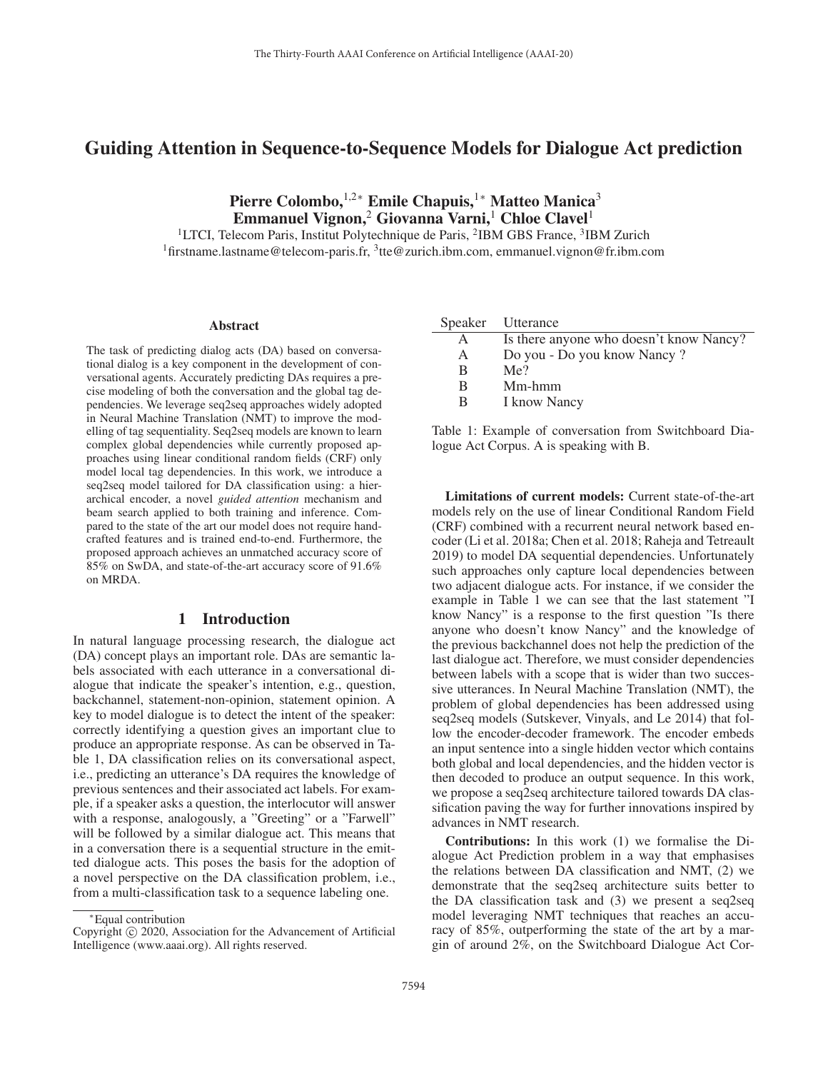# Guiding Attention in Sequence-to-Sequence Models for Dialogue Act prediction

**Pierre Colombo,[1,2*] Emile Chapuis,[1*] Matteo Manica[3]**
**Emmanuel Vignon,[2] Giovanna Varni,[1] Chloe Clavel[1]**

[1]LTCI, Telecom Paris, Institut Polytechnique de Paris, [2]IBM GBS France, [3]IBM Zurich
[1]firstname.lastname@telecom-paris.fr, [3]tte@zurich.ibm.com, emmanuel.vignon@fr.ibm.com

### Abstract

The task of predicting dialog acts (DA) based on conversational dialog is a key component in the development of conversational agents. Accurately predicting DAs requires a precise modeling of both the conversation and the global tag dependencies. We leverage seq2seq approaches widely adopted in Neural Machine Translation (NMT) to improve the modelling of tag sequentiality. Seq2seq models are known to learn complex global dependencies while currently proposed approaches using linear conditional random fields (CRF) only model local tag dependencies. In this work, we introduce a seq2seq model tailored for DA classification using: a hierarchical encoder, a novel *guided attention* mechanism and beam search applied to both training and inference. Compared to the state of the art our model does not require handcrafted features and is trained end-to-end. Furthermore, the proposed approach achieves an unmatched accuracy score of 85% on SwDA, and state-of-the-art accuracy score of 91.6% on MRDA.

## 1 Introduction

In natural language processing research, the dialogue act (DA) concept plays an important role. DAs are semantic labels associated with each utterance in a conversational dialogue that indicate the speaker's intention, e.g., question, backchannel, statement-non-opinion, statement opinion. A key to model dialogue is to detect the intent of the speaker: correctly identifying a question gives an important clue to produce an appropriate response. As can be observed in Table 1, DA classification relies on its conversational aspect, i.e., predicting an utterance's DA requires the knowledge of previous sentences and their associated act labels. For example, if a speaker asks a question, the interlocutor will answer with a response, analogously, a "Greeting" or a "Farwell" will be followed by a similar dialogue act. This means that in a conversation there is a sequential structure in the emitted dialogue acts. This poses the basis for the adoption of a novel perspective on the DA classification problem, i.e., from a multi-classification task to a sequence labeling one.

| Speaker | Utterance |
|---|---|
| A | Is there anyone who doesn't know Nancy? |
| A | Do you - Do you know Nancy ? |
| B | Me? |
| B | Mm-hmm |
| B | I know Nancy |

Table 1: Example of conversation from Switchboard Dialogue Act Corpus. A is speaking with B.

**Limitations of current models:** Current state-of-the-art models rely on the use of linear Conditional Random Field (CRF) combined with a recurrent neural network based encoder (Li et al. 2018a; Chen et al. 2018; Raheja and Tetreault 2019) to model DA sequential dependencies. Unfortunately such approaches only capture local dependencies between two adjacent dialogue acts. For instance, if we consider the example in Table 1 we can see that the last statement "I know Nancy" is a response to the first question "Is there anyone who doesn't know Nancy" and the knowledge of the previous backchannel does not help the prediction of the last dialogue act. Therefore, we must consider dependencies between labels with a scope that is wider than two successive utterances. In Neural Machine Translation (NMT), the problem of global dependencies has been addressed using seq2seq models (Sutskever, Vinyals, and Le 2014) that follow the encoder-decoder framework. The encoder embeds an input sentence into a single hidden vector which contains both global and local dependencies, and the hidden vector is then decoded to produce an output sequence. In this work, we propose a seq2seq architecture tailored towards DA classification paving the way for further innovations inspired by advances in NMT research.

**Contributions:** In this work (1) we formalise the Dialogue Act Prediction problem in a way that emphasises the relations between DA classification and NMT, (2) we demonstrate that the seq2seq architecture suits better to the DA classification task and (3) we present a seq2seq model leveraging NMT techniques that reaches an accuracy of 85%, outperforming the state of the art by a margin of around 2%, on the Switchboard Dialogue Act Cor-

*Equal contribution
Copyright © 2020, Association for the Advancement of Artificial Intelligence (www.aaai.org). All rights reserved.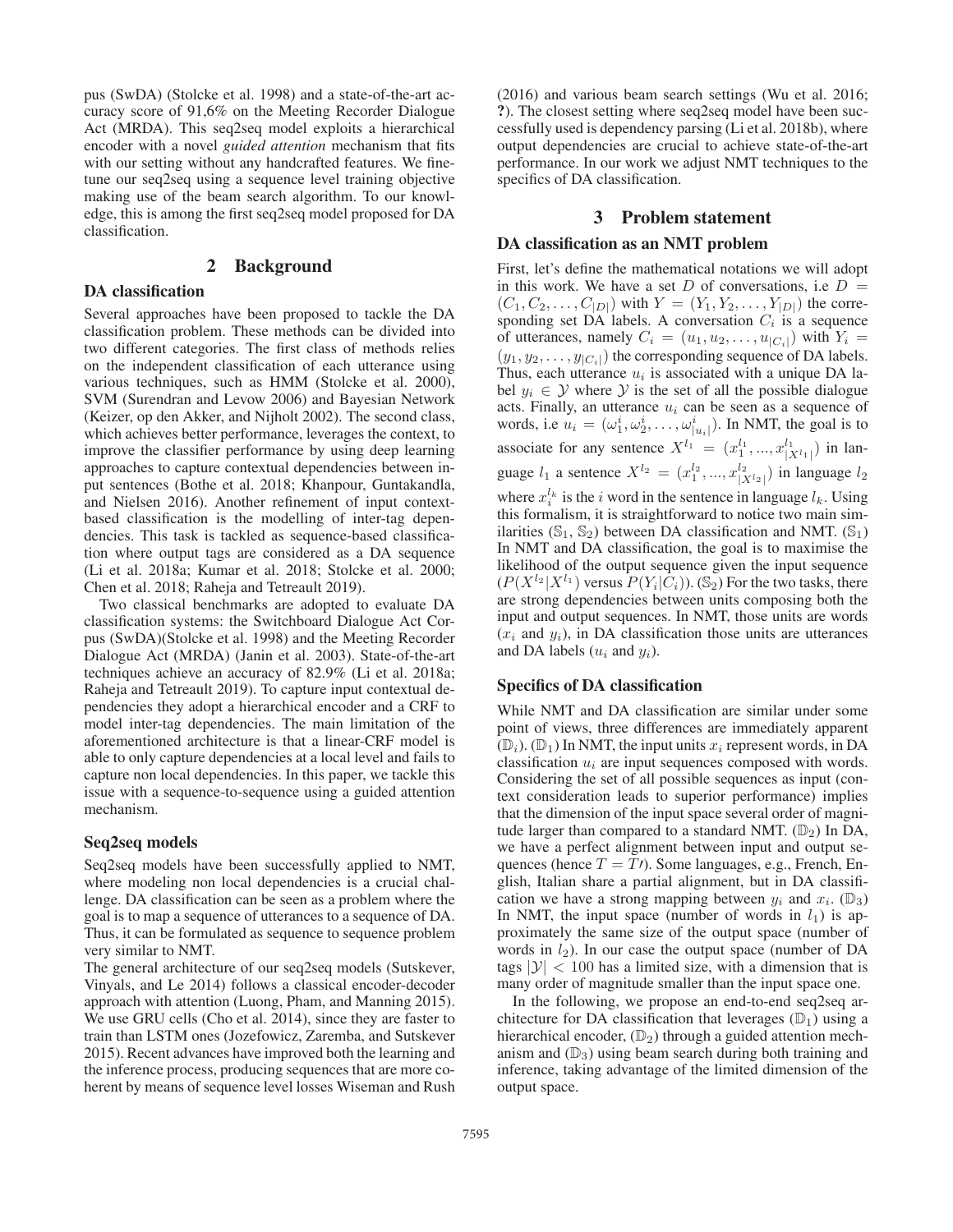pus (SwDA) (Stolcke et al. 1998) and a state-of-the-art accuracy score of 91,6% on the Meeting Recorder Dialogue Act (MRDA). This seq2seq model exploits a hierarchical encoder with a novel *guided attention* mechanism that fits with our setting without any handcrafted features. We finetune our seq2seq using a sequence level training objective making use of the beam search algorithm. To our knowledge, this is among the first seq2seq model proposed for DA classification.

## 2 Background

### DA classification

Several approaches have been proposed to tackle the DA classification problem. These methods can be divided into two different categories. The first class of methods relies on the independent classification of each utterance using various techniques, such as HMM (Stolcke et al. 2000), SVM (Surendran and Levow 2006) and Bayesian Network (Keizer, op den Akker, and Nijholt 2002). The second class, which achieves better performance, leverages the context, to improve the classifier performance by using deep learning approaches to capture contextual dependencies between input sentences (Bothe et al. 2018; Khanpour, Guntakandla, and Nielsen 2016). Another refinement of input context-based classification is the modelling of inter-tag dependencies. This task is tackled as sequence-based classification where output tags are considered as a DA sequence (Li et al. 2018a; Kumar et al. 2018; Stolcke et al. 2000; Chen et al. 2018; Raheja and Tetreault 2019).

Two classical benchmarks are adopted to evaluate DA classification systems: the Switchboard Dialogue Act Corpus (SwDA)(Stolcke et al. 1998) and the Meeting Recorder Dialogue Act (MRDA) (Janin et al. 2003). State-of-the-art techniques achieve an accuracy of 82.9% (Li et al. 2018a; Raheja and Tetreault 2019). To capture input contextual dependencies they adopt a hierarchical encoder and a CRF to model inter-tag dependencies. The main limitation of the aforementioned architecture is that a linear-CRF model is able to only capture dependencies at a local level and fails to capture non local dependencies. In this paper, we tackle this issue with a sequence-to-sequence using a guided attention mechanism.

### Seq2seq models

Seq2seq models have been successfully applied to NMT, where modeling non local dependencies is a crucial challenge. DA classification can be seen as a problem where the goal is to map a sequence of utterances to a sequence of DA. Thus, it can be formulated as sequence to sequence problem very similar to NMT.

The general architecture of our seq2seq models (Sutskever, Vinyals, and Le 2014) follows a classical encoder-decoder approach with attention (Luong, Pham, and Manning 2015). We use GRU cells (Cho et al. 2014), since they are faster to train than LSTM ones (Jozefowicz, Zaremba, and Sutskever 2015). Recent advances have improved both the learning and the inference process, producing sequences that are more coherent by means of sequence level losses Wiseman and Rush (2016) and various beam search settings (Wu et al. 2016; ?). The closest setting where seq2seq model have been successfully used is dependency parsing (Li et al. 2018b), where output dependencies are crucial to achieve state-of-the-art performance. In our work we adjust NMT techniques to the specifics of DA classification.

## 3 Problem statement

### DA classification as an NMT problem

First, let's define the mathematical notations we will adopt in this work. We have a set $D$ of conversations, i.e $D = (C_1, C_2, \dots, C_{|D|})$ with $Y = (Y_1, Y_2, \dots, Y_{|D|})$ the corresponding set DA labels. A conversation $C_i$ is a sequence of utterances, namely $C_i = (u_1, u_2, \dots, u_{|C_i|})$ with $Y_i = (y_1, y_2, \dots, y_{|C_i|})$ the corresponding sequence of DA labels. Thus, each utterance $u_i$ is associated with a unique DA label $y_i \in \mathcal{Y}$ where $\mathcal{Y}$ is the set of all the possible dialogue acts. Finally, an utterance $u_i$ can be seen as a sequence of words, i.e $u_i = (\omega_1^i, \omega_2^i, \dots, \omega_{|u_i|}^i)$. In NMT, the goal is to associate for any sentence $X^{l_1} = (x_1^{l_1}, ..., x_{|X^{l_1}|}^{l_1})$ in language $l_1$ a sentence $X^{l_2} = (x_1^{l_2}, ..., x_{|X^{l_2}|}^{l_2})$ in language $l_2$ where $x_i^{l_k}$ is the $i$ word in the sentence in language $l_k$. Using this formalism, it is straightforward to notice two main similarities ($\mathbb{S}_1$, $\mathbb{S}_2$) between DA classification and NMT. ($\mathbb{S}_1$) In NMT and DA classification, the goal is to maximise the likelihood of the output sequence given the input sequence ($P(X^{l_2}|X^{l_1})$ versus $P(Y_i|C_i)$). ($\mathbb{S}_2$) For the two tasks, there are strong dependencies between units composing both the input and output sequences. In NMT, those units are words ($x_i$ and $y_i$), in DA classification those units are utterances and DA labels ($u_i$ and $y_i$).

### Specifics of DA classification

While NMT and DA classification are similar under some point of views, three differences are immediately apparent ($\mathbb{D}_i$). ($\mathbb{D}_1$) In NMT, the input units $x_i$ represent words, in DA classification $u_i$ are input sequences composed with words. Considering the set of all possible sequences as input (context consideration leads to superior performance) implies that the dimension of the input space several order of magnitude larger than compared to a standard NMT. ($\mathbb{D}_2$) In DA, we have a perfect alignment between input and output sequences (hence $T = T\prime$). Some languages, e.g., French, English, Italian share a partial alignment, but in DA classification we have a strong mapping between $y_i$ and $x_i$. ($\mathbb{D}_3$) In NMT, the input space (number of words in $l_1$) is approximately the same size of the output space (number of words in $l_2$). In our case the output space (number of DA tags $|\mathcal{Y}| < 100$ has a limited size, with a dimension that is many order of magnitude smaller than the input space one.

In the following, we propose an end-to-end seq2seq architecture for DA classification that leverages ($\mathbb{D}_1$) using a hierarchical encoder, ($\mathbb{D}_2$) through a guided attention mechanism and ($\mathbb{D}_3$) using beam search during both training and inference, taking advantage of the limited dimension of the output space.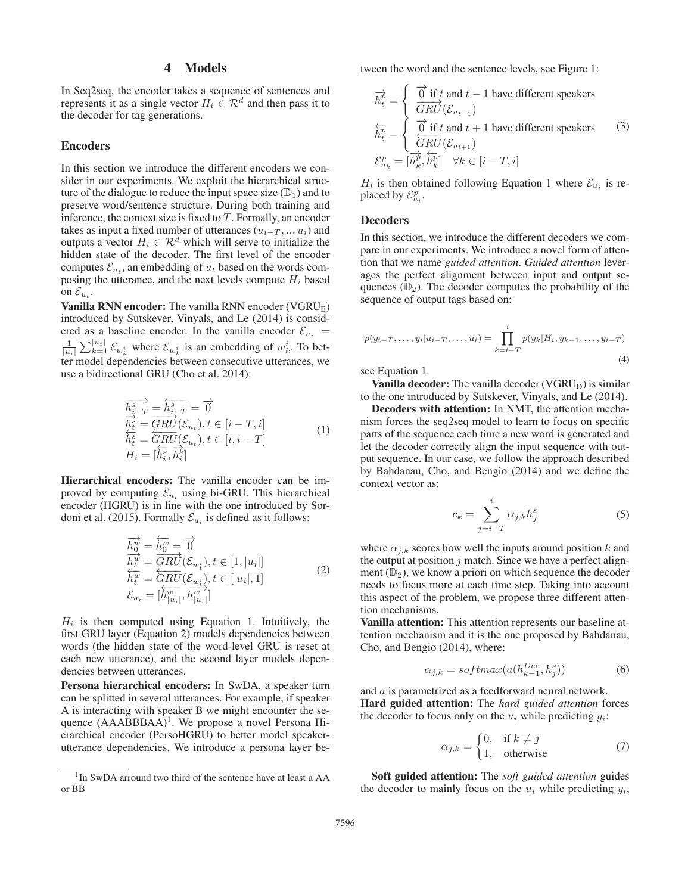# 4 Models

In Seq2seq, the encoder takes a sequence of sentences and represents it as a single vector $H_i \in \mathcal{R}^d$ and then pass it to the decoder for tag generations.

## Encoders

In this section we introduce the different encoders we consider in our experiments. We exploit the hierarchical structure of the dialogue to reduce the input space size ($\mathbb{D}_1$) and to preserve word/sentence structure. During both training and inference, the context size is fixed to $T$. Formally, an encoder takes as input a fixed number of utterances $(u_{i-T}, .., u_i)$ and outputs a vector $H_i \in \mathcal{R}^d$ which will serve to initialize the hidden state of the decoder. The first level of the encoder computes $\mathcal{E}_{u_t}$, an embedding of $u_t$ based on the words composing the utterance, and the next levels compute $H_i$ based on $\mathcal{E}_{u_t}$.

**Vanilla RNN encoder:** The vanilla RNN encoder ($\text{VGRU}_\text{E}$) introduced by Sutskever, Vinyals, and Le (2014) is considered as a baseline encoder. In the vanilla encoder $\mathcal{E}_{u_i} = \frac{1}{|u_i|}\sum_{k=1}^{|u_i|} \mathcal{E}_{w_k^i}$ where $\mathcal{E}_{w_k^i}$ is an embedding of $w_k^i$. To better model dependencies between consecutive utterances, we use a bidirectional GRU (Cho et al. 2014):

$$
\begin{aligned}
&\overrightarrow{h^s_{i-T}} = \overleftarrow{h^s_{i-T}} = \overrightarrow{0} \\
&\overrightarrow{h^s_t} = \overrightarrow{GRU}(\mathcal{E}_{u_t}), t \in [i-T, i] \\
&\overleftarrow{h^s_t} = \overleftarrow{GRU}(\mathcal{E}_{u_t}), t \in [i, i-T] \\
&H_i = [\overleftarrow{h^s_i}, \overrightarrow{h^s_i}]
\end{aligned}
\tag{1}
$$

**Hierarchical encoders:** The vanilla encoder can be improved by computing $\mathcal{E}_{u_i}$ using bi-GRU. This hierarchical encoder (HGRU) is in line with the one introduced by Sordoni et al. (2015). Formally $\mathcal{E}_{u_i}$ is defined as it follows:

$$
\begin{aligned}
&\overrightarrow{h^w_0} = \overleftarrow{h^w_0} = \overrightarrow{0} \\
&\overrightarrow{h^w_t} = \overrightarrow{GRU}(\mathcal{E}_{w^i_t}), t \in [1, |u_i|] \\
&\overleftarrow{h^w_t} = \overleftarrow{GRU}(\mathcal{E}_{w^i_t}), t \in [|u_i|, 1] \\
&\mathcal{E}_{u_i} = [\overleftarrow{h^w_{|u_i|}}, \overrightarrow{h^w_{|u_i|}}]
\end{aligned}
\tag{2}
$$

$H_i$ is then computed using Equation 1. Intuitively, the first GRU layer (Equation 2) models dependencies between words (the hidden state of the word-level GRU is reset at each new utterance), and the second layer models dependencies between utterances.

**Persona hierarchical encoders:** In SwDA, a speaker turn can be splitted in several utterances. For example, if speaker A is interacting with speaker B we might encounter the sequence (AAABBBAA)[1]. We propose a novel Persona Hierarchical encoder (PersoHGRU) to better model speaker-utterance dependencies. We introduce a persona layer between the word and the sentence levels, see Figure 1:

$$
\begin{aligned}
&\overrightarrow{h^p_t} = \begin{cases} \overrightarrow{0} \text{ if } t \text{ and } t-1 \text{ have different speakers} \\ \overrightarrow{GRU}(\mathcal{E}_{u_{t-1}}) \end{cases} \\
&\overleftarrow{h^p_t} = \begin{cases} \overrightarrow{0} \text{ if } t \text{ and } t+1 \text{ have different speakers} \\ \overleftarrow{GRU}(\mathcal{E}_{u_{t+1}}) \end{cases} \\
&\mathcal{E}^p_{u_k} = [\overrightarrow{h^p_k}, \overleftarrow{h^p_k}] \quad \forall k \in [i-T, i]
\end{aligned}
\tag{3}
$$

$H_i$ is then obtained following Equation 1 where $\mathcal{E}_{u_i}$ is replaced by $\mathcal{E}^p_{u_i}$.

## Decoders

In this section, we introduce the different decoders we compare in our experiments. We introduce a novel form of attention that we name *guided attention*. *Guided attention* leverages the perfect alignment between input and output sequences ($\mathbb{D}_2$). The decoder computes the probability of the sequence of output tags based on:

$$
p(y_{i-T}, \ldots, y_i | u_{i-T}, \ldots, u_i) = \prod_{k=i-T}^{i} p(y_k | H_i, y_{k-1}, \ldots, y_{i-T})
\tag{4}
$$

see Equation 1.

**Vanilla decoder:** The vanilla decoder ($\text{VGRU}_\text{D}$) is similar to the one introduced by Sutskever, Vinyals, and Le (2014).

**Decoders with attention:** In NMT, the attention mechanism forces the seq2seq model to learn to focus on specific parts of the sequence each time a new word is generated and let the decoder correctly align the input sequence with output sequence. In our case, we follow the approach described by Bahdanau, Cho, and Bengio (2014) and we define the context vector as:

$$
c_k = \sum_{j=i-T}^{i} \alpha_{j,k} h^s_j
\tag{5}
$$

where $\alpha_{j,k}$ scores how well the inputs around position $k$ and the output at position $j$ match. Since we have a perfect alignment ($\mathbb{D}_2$), we know a priori on which sequence the decoder needs to focus more at each time step. Taking into account this aspect of the problem, we propose three different attention mechanisms.

**Vanilla attention:** This attention represents our baseline attention mechanism and it is the one proposed by Bahdanau, Cho, and Bengio (2014), where:

$$
\alpha_{j,k} = softmax(a(h^{Dec}_{k-1}, h^s_j))
\tag{6}
$$

and $a$ is parametrized as a feedforward neural network.

**Hard guided attention:** The *hard guided attention* forces the decoder to focus only on the $u_i$ while predicting $y_i$:

$$
\alpha_{j,k} = \begin{cases} 0, & \text{if } k \neq j \\ 1, & \text{otherwise} \end{cases}
\tag{7}
$$

**Soft guided attention:** The *soft guided attention* guides the decoder to mainly focus on the $u_i$ while predicting $y_i$,

[1] In SwDA arround two third of the sentence have at least a AA or BB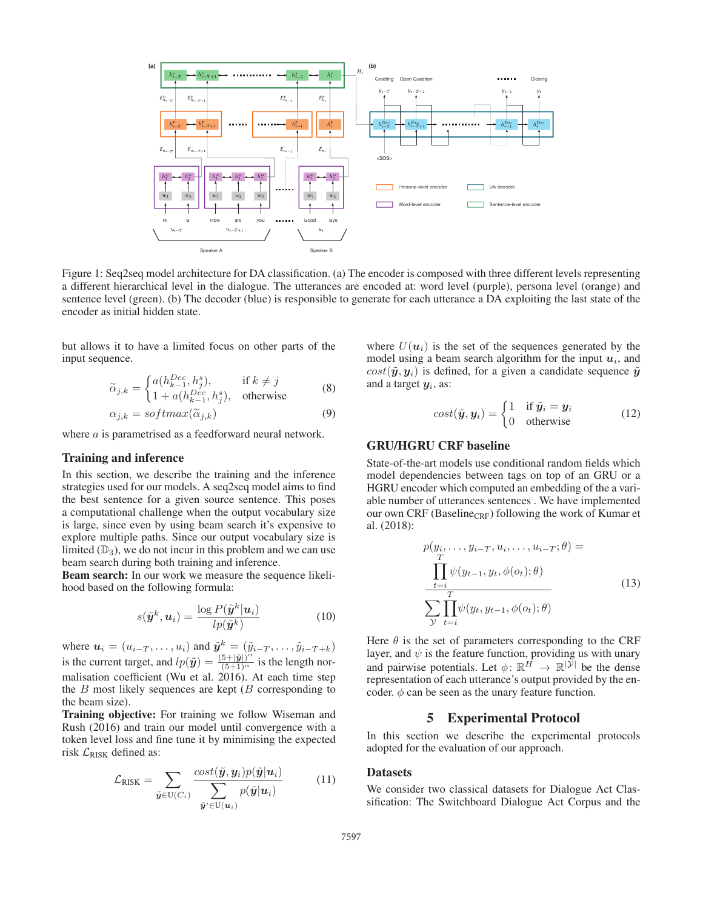(a)

(b)

Greeting Open Question Closing

<SOS>

Persona-level encoder DA decoder

Word-level encoder Sentence-level encoder

Hi B How are you Good Bye

Speaker A Speaker B

Figure 1: Seq2seq model architecture for DA classification. (a) The encoder is composed with three different levels representing a different hierarchical level in the dialogue. The utterances are encoded at: word level (purple), persona level (orange) and sentence level (green). (b) The decoder (blue) is responsible to generate for each utterance a DA exploiting the last state of the encoder as initial hidden state.

but allows it to have a limited focus on other parts of the input sequence.

$$\tilde{\alpha}_{j,k} = \begin{cases} a(h^{Dec}_{k-1}, h^s_j), & \text{if } k \neq j \\ 1 + a(h^{Dec}_{k-1}, h^s_j), & \text{otherwise} \end{cases} \tag{8}$$

$$\alpha_{j,k} = softmax(\tilde{\alpha}_{j,k}) \tag{9}$$

where $a$ is parametrised as a feedforward neural network.

### Training and inference

In this section, we describe the training and the inference strategies used for our models. A seq2seq model aims to find the best sentence for a given source sentence. This poses a computational challenge when the output vocabulary size is large, since even by using beam search it's expensive to explore multiple paths. Since our output vocabulary size is limited ($\mathbb{D}_3$), we do not incur in this problem and we can use beam search during both training and inference.

**Beam search:** In our work we measure the sequence likelihood based on the following formula:

$$s(\tilde{\boldsymbol{y}}^k, \boldsymbol{u}_i) = \frac{\log P(\tilde{\boldsymbol{y}}^k|\boldsymbol{u}_i)}{lp(\tilde{\boldsymbol{y}}^k)} \tag{10}$$

where $\boldsymbol{u}_i = (u_{i-T}, \ldots, u_i)$ and $\tilde{\boldsymbol{y}}^k = (\tilde{y}_{i-T}, \ldots, \tilde{y}_{i-T+k})$ is the current target, and $lp(\tilde{\boldsymbol{y}}) = \frac{(5+|\tilde{\boldsymbol{y}}|)^\alpha}{(5+1)^\alpha}$ is the length normalisation coefficient (Wu et al. 2016). At each time step the $B$ most likely sequences are kept ($B$ corresponding to the beam size).

**Training objective:** For training we follow Wiseman and Rush (2016) and train our model until convergence with a token level loss and fine tune it by minimising the expected risk $\mathcal{L}_{\text{RISK}}$ defined as:

$$\mathcal{L}_{\text{RISK}} = \sum_{\tilde{\boldsymbol{y}} \in \text{U}(C_i)} \frac{cost(\tilde{\boldsymbol{y}}, \boldsymbol{y}_i) p(\tilde{\boldsymbol{y}}|\boldsymbol{u}_i)}{\sum\limits_{\tilde{\boldsymbol{y}}' \in \text{U}(\boldsymbol{u}_i)} p(\tilde{\boldsymbol{y}}|\boldsymbol{u}_i)} \tag{11}$$

where $U(\boldsymbol{u}_i)$ is the set of the sequences generated by the model using a beam search algorithm for the input $\boldsymbol{u}_i$, and $cost(\tilde{\boldsymbol{y}}, \boldsymbol{y}_i)$ is defined, for a given a candidate sequence $\tilde{\boldsymbol{y}}$ and a target $\boldsymbol{y}_i$, as:

$$cost(\tilde{\boldsymbol{y}}, \boldsymbol{y}_i) = \begin{cases} 1 & \text{if } \tilde{\boldsymbol{y}}_i = \boldsymbol{y}_i \\ 0 & \text{otherwise} \end{cases} \tag{12}$$

### GRU/HGRU CRF baseline

State-of-the-art models use conditional random fields which model dependencies between tags on top of an GRU or a HGRU encoder which computed an embedding of the a variable number of utterances sentences . We have implemented our own CRF (Baseline$_{\text{CRF}}$) following the work of Kumar et al. (2018):

$$p(y_i, \ldots, y_{i-T}, u_i, \ldots, u_{i-T}; \theta) = \frac{\prod\limits_{t=i}^{T} \psi(y_{t-1}, y_t, \phi(o_t); \theta)}{\sum\limits_{\mathcal{Y}} \prod\limits_{t=i}^{T} \psi(y_t, y_{t-1}, \phi(o_t); \theta)} \tag{13}$$

Here $\theta$ is the set of parameters corresponding to the CRF layer, and $\psi$ is the feature function, providing us with unary and pairwise potentials. Let $\phi$: $\mathbb{R}^H \rightarrow \mathbb{R}^{|\mathcal{Y}|}$ be the dense representation of each utterance's output provided by the encoder. $\phi$ can be seen as the unary feature function.

## 5 Experimental Protocol

In this section we describe the experimental protocols adopted for the evaluation of our approach.

### Datasets

We consider two classical datasets for Dialogue Act Classification: The Switchboard Dialogue Act Corpus and the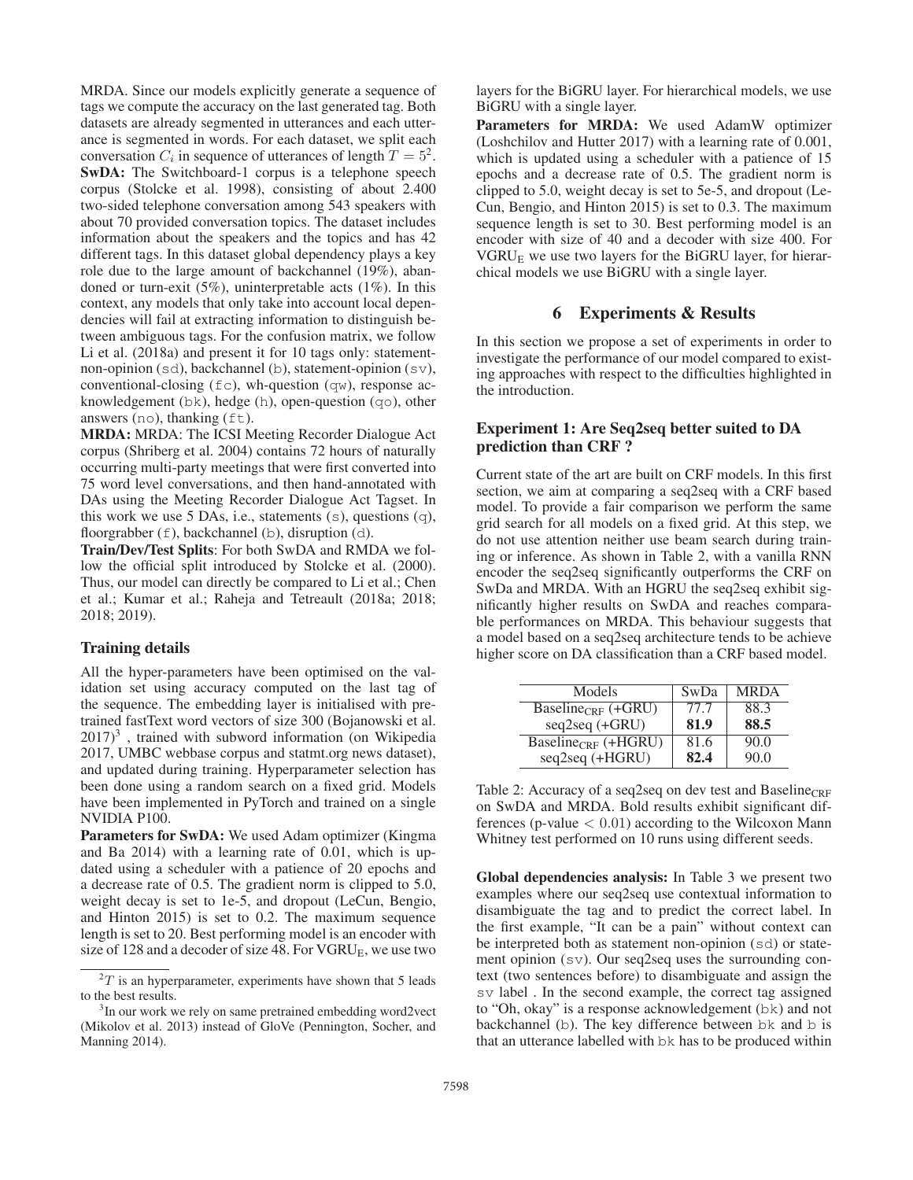MRDA. Since our models explicitly generate a sequence of tags we compute the accuracy on the last generated tag. Both datasets are already segmented in utterances and each utterance is segmented in words. For each dataset, we split each conversation $C_i$ in sequence of utterances of length $T = 5^2$.

**SwDA:** The Switchboard-1 corpus is a telephone speech corpus (Stolcke et al. 1998), consisting of about 2.400 two-sided telephone conversation among 543 speakers with about 70 provided conversation topics. The dataset includes information about the speakers and the topics and has 42 different tags. In this dataset global dependency plays a key role due to the large amount of backchannel (19%), abandoned or turn-exit (5%), uninterpretable acts (1%). In this context, any models that only take into account local dependencies will fail at extracting information to distinguish between ambiguous tags. For the confusion matrix, we follow Li et al. (2018a) and present it for 10 tags only: statement-non-opinion (`sd`), backchannel (`b`), statement-opinion (`sv`), conventional-closing (`fc`), wh-question (`qw`), response acknowledgement (`bk`), hedge (`h`), open-question (`qo`), other answers (`no`), thanking (`ft`).

**MRDA:** MRDA: The ICSI Meeting Recorder Dialogue Act corpus (Shriberg et al. 2004) contains 72 hours of naturally occurring multi-party meetings that were first converted into 75 word level conversations, and then hand-annotated with DAs using the Meeting Recorder Dialogue Act Tagset. In this work we use 5 DAs, i.e., statements (`s`), questions (`q`), floorgrabber (`f`), backchannel (`b`), disruption (`d`).

**Train/Dev/Test Splits**: For both SwDA and RMDA we follow the official split introduced by Stolcke et al. (2000). Thus, our model can directly be compared to Li et al.; Chen et al.; Kumar et al.; Raheja and Tetreault (2018a; 2018; 2018; 2019).

### Training details

All the hyper-parameters have been optimised on the validation set using accuracy computed on the last tag of the sequence. The embedding layer is initialised with pretrained fastText word vectors of size 300 (Bojanowski et al. 2017)[3] , trained with subword information (on Wikipedia 2017, UMBC webbase corpus and statmt.org news dataset), and updated during training. Hyperparameter selection has been done using a random search on a fixed grid. Models have been implemented in PyTorch and trained on a single NVIDIA P100.

**Parameters for SwDA:** We used Adam optimizer (Kingma and Ba 2014) with a learning rate of 0.01, which is updated using a scheduler with a patience of 20 epochs and a decrease rate of 0.5. The gradient norm is clipped to 5.0, weight decay is set to 1e-5, and dropout (LeCun, Bengio, and Hinton 2015) is set to 0.2. The maximum sequence length is set to 20. Best performing model is an encoder with size of 128 and a decoder of size 48. For $\text{VGRU}_\text{E}$, we use two layers for the BiGRU layer. For hierarchical models, we use BiGRU with a single layer.

**Parameters for MRDA:** We used AdamW optimizer (Loshchilov and Hutter 2017) with a learning rate of 0.001, which is updated using a scheduler with a patience of 15 epochs and a decrease rate of 0.5. The gradient norm is clipped to 5.0, weight decay is set to 5e-5, and dropout (LeCun, Bengio, and Hinton 2015) is set to 0.3. The maximum sequence length is set to 30. Best performing model is an encoder with size of 40 and a decoder with size 400. For $\text{VGRU}_\text{E}$ we use two layers for the BiGRU layer, for hierarchical models we use BiGRU with a single layer.

## 6 Experiments & Results

In this section we propose a set of experiments in order to investigate the performance of our model compared to existing approaches with respect to the difficulties highlighted in the introduction.

### Experiment 1: Are Seq2seq better suited to DA prediction than CRF ?

Current state of the art are built on CRF models. In this first section, we aim at comparing a seq2seq with a CRF based model. To provide a fair comparison we perform the same grid search for all models on a fixed grid. At this step, we do not use attention neither use beam search during training or inference. As shown in Table 2, with a vanilla RNN encoder the seq2seq significantly outperforms the CRF on SwDa and MRDA. With an HGRU the seq2seq exhibit significantly higher results on SwDA and reaches comparable performances on MRDA. This behaviour suggests that a model based on a seq2seq architecture tends to be achieve higher score on DA classification than a CRF based model.

| Models | SwDa | MRDA |
|---|---|---|
| $\text{Baseline}_\text{CRF}$ (+GRU) | 77.7 | 88.3 |
| seq2seq (+GRU) | **81.9** | **88.5** |
| $\text{Baseline}_\text{CRF}$ (+HGRU) | 81.6 | 90.0 |
| seq2seq (+HGRU) | **82.4** | 90.0 |

Table 2: Accuracy of a seq2seq on dev test and $\text{Baseline}_\text{CRF}$ on SwDA and MRDA. Bold results exhibit significant differences (p-value $< 0.01$) according to the Wilcoxon Mann Whitney test performed on 10 runs using different seeds.

**Global dependencies analysis:** In Table 3 we present two examples where our seq2seq use contextual information to disambiguate the tag and to predict the correct label. In the first example, "It can be a pain" without context can be interpreted both as statement non-opinion (`sd`) or statement opinion (`sv`). Our seq2seq uses the surrounding context (two sentences before) to disambiguate and assign the `sv` label . In the second example, the correct tag assigned to "Oh, okay" is a response acknowledgement (`bk`) and not backchannel (`b`). The key difference between `bk` and `b` is that an utterance labelled with `bk` has to be produced within

[2] $T$ is an hyperparameter, experiments have shown that 5 leads to the best results.

[3] In our work we rely on same pretrained embedding word2vect (Mikolov et al. 2013) instead of GloVe (Pennington, Socher, and Manning 2014).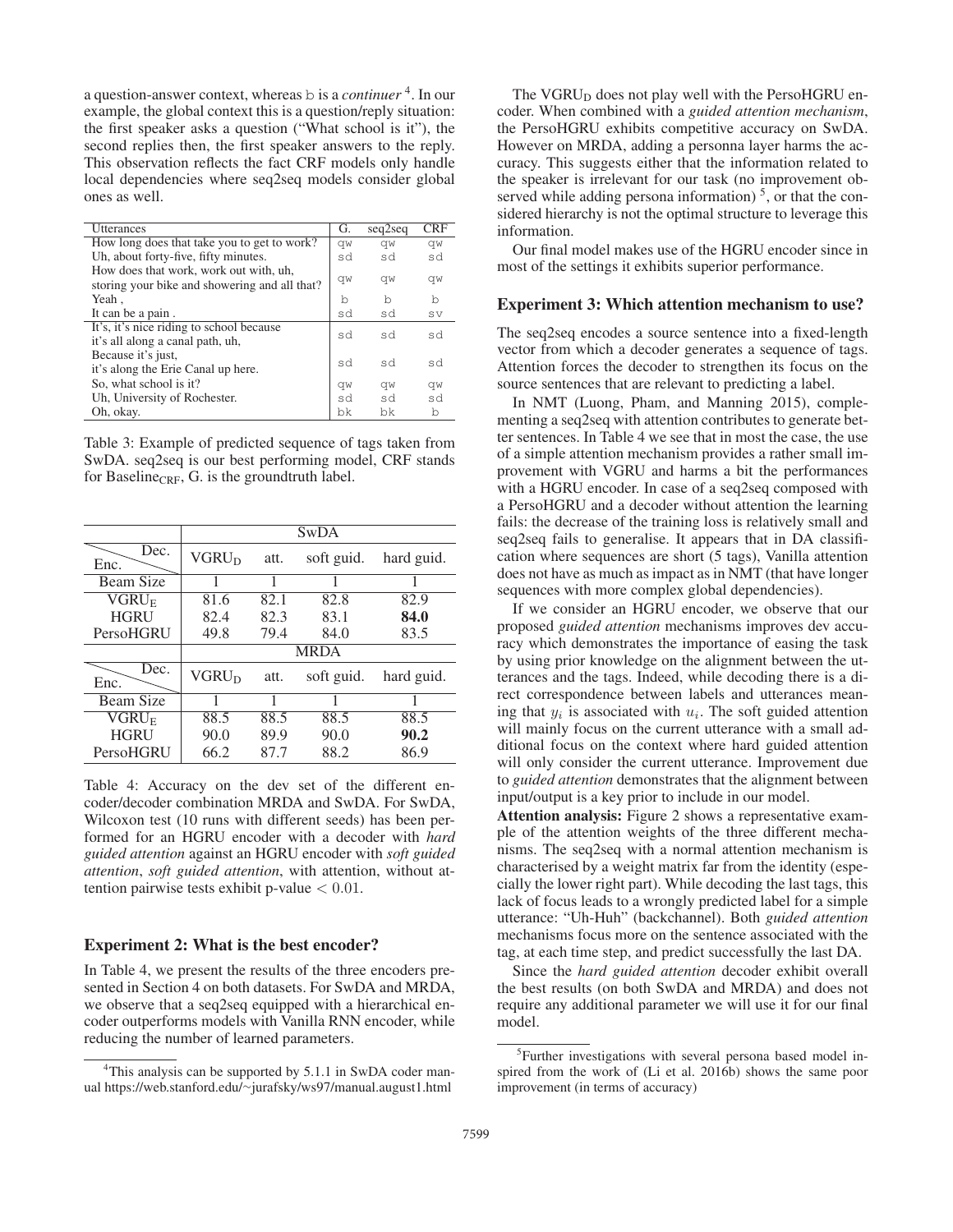a question-answer context, whereas b is a *continuer* [4]. In our example, the global context this is a question/reply situation: the first speaker asks a question ("What school is it"), the second replies then, the first speaker answers to the reply. This observation reflects the fact CRF models only handle local dependencies where seq2seq models consider global ones as well.

| Utterances | G. | seq2seq | CRF |
|---|---|---|---|
| How long does that take you to get to work? | qw | qw | qw |
| Uh, about forty-five, fifty minutes. | sd | sd | sd |
| How does that work, work out with, uh, storing your bike and showering and all that? | qw | qw | qw |
| Yeah , | b | b | b |
| It can be a pain . | sd | sd | sv |
| It's, it's nice riding to school because it's all along a canal path, uh, | sd | sd | sd |
| Because it's just, it's along the Erie Canal up here. | sd | sd | sd |
| So, what school is it? | qw | qw | qw |
| Uh, University of Rochester. | sd | sd | sd |
| Oh, okay. | bk | bk | b |

Table 3: Example of predicted sequence of tags taken from SwDA. seq2seq is our best performing model, CRF stands for Baseline$_{\text{CRF}}$, G. is the groundtruth label.

| | SwDA | | | |
|---|---|---|---|---|
| Dec. / Enc. | VGRU$_{\text{D}}$ | att. | soft guid. | hard guid. |
| Beam Size | 1 | 1 | 1 | 1 |
| VGRU$_{\text{E}}$ | 81.6 | 82.1 | 82.8 | 82.9 |
| HGRU | 82.4 | 82.3 | 83.1 | **84.0** |
| PersoHGRU | 49.8 | 79.4 | 84.0 | 83.5 |
| | **MRDA** | | | |
| Dec. / Enc. | VGRU$_{\text{D}}$ | att. | soft guid. | hard guid. |
| Beam Size | 1 | 1 | 1 | 1 |
| VGRU$_{\text{E}}$ | 88.5 | 88.5 | 88.5 | 88.5 |
| HGRU | 90.0 | 89.9 | 90.0 | **90.2** |
| PersoHGRU | 66.2 | 87.7 | 88.2 | 86.9 |

Table 4: Accuracy on the dev set of the different encoder/decoder combination MRDA and SwDA. For SwDA, Wilcoxon test (10 runs with different seeds) has been performed for an HGRU encoder with a decoder with *hard guided attention* against an HGRU encoder with *soft guided attention*, *soft guided attention*, with attention, without attention pairwise tests exhibit p-value $< 0.01$.

### Experiment 2: What is the best encoder?

In Table 4, we present the results of the three encoders presented in Section 4 on both datasets. For SwDA and MRDA, we observe that a seq2seq equipped with a hierarchical encoder outperforms models with Vanilla RNN encoder, while reducing the number of learned parameters.

The VGRU$_{\text{D}}$ does not play well with the PersoHGRU encoder. When combined with a *guided attention mechanism*, the PersoHGRU exhibits competitive accuracy on SwDA. However on MRDA, adding a personna layer harms the accuracy. This suggests either that the information related to the speaker is irrelevant for our task (no improvement observed while adding persona information) [5], or that the considered hierarchy is not the optimal structure to leverage this information.

Our final model makes use of the HGRU encoder since in most of the settings it exhibits superior performance.

### Experiment 3: Which attention mechanism to use?

The seq2seq encodes a source sentence into a fixed-length vector from which a decoder generates a sequence of tags. Attention forces the decoder to strengthen its focus on the source sentences that are relevant to predicting a label.

In NMT (Luong, Pham, and Manning 2015), complementing a seq2seq with attention contributes to generate better sentences. In Table 4 we see that in most the case, the use of a simple attention mechanism provides a rather small improvement with VGRU and harms a bit the performances with a HGRU encoder. In case of a seq2seq composed with a PersoHGRU and a decoder without attention the learning fails: the decrease of the training loss is relatively small and seq2seq fails to generalise. It appears that in DA classification where sequences are short (5 tags), Vanilla attention does not have as much as impact as in NMT (that have longer sequences with more complex global dependencies).

If we consider an HGRU encoder, we observe that our proposed *guided attention* mechanisms improves dev accuracy which demonstrates the importance of easing the task by using prior knowledge on the alignment between the utterances and the tags. Indeed, while decoding there is a direct correspondence between labels and utterances meaning that $y_i$ is associated with $u_i$. The soft guided attention will mainly focus on the current utterance with a small additional focus on the context where hard guided attention will only consider the current utterance. Improvement due to *guided attention* demonstrates that the alignment between input/output is a key prior to include in our model.

**Attention analysis:** Figure 2 shows a representative example of the attention weights of the three different mechanisms. The seq2seq with a normal attention mechanism is characterised by a weight matrix far from the identity (especially the lower right part). While decoding the last tags, this lack of focus leads to a wrongly predicted label for a simple utterance: "Uh-Huh" (backchannel). Both *guided attention* mechanisms focus more on the sentence associated with the tag, at each time step, and predict successfully the last DA.

Since the *hard guided attention* decoder exhibit overall the best results (on both SwDA and MRDA) and does not require any additional parameter we will use it for our final model.

[4] This analysis can be supported by 5.1.1 in SwDA coder manual https://web.stanford.edu/~jurafsky/ws97/manual.august1.html

[5] Further investigations with several persona based model inspired from the work of (Li et al. 2016b) shows the same poor improvement (in terms of accuracy)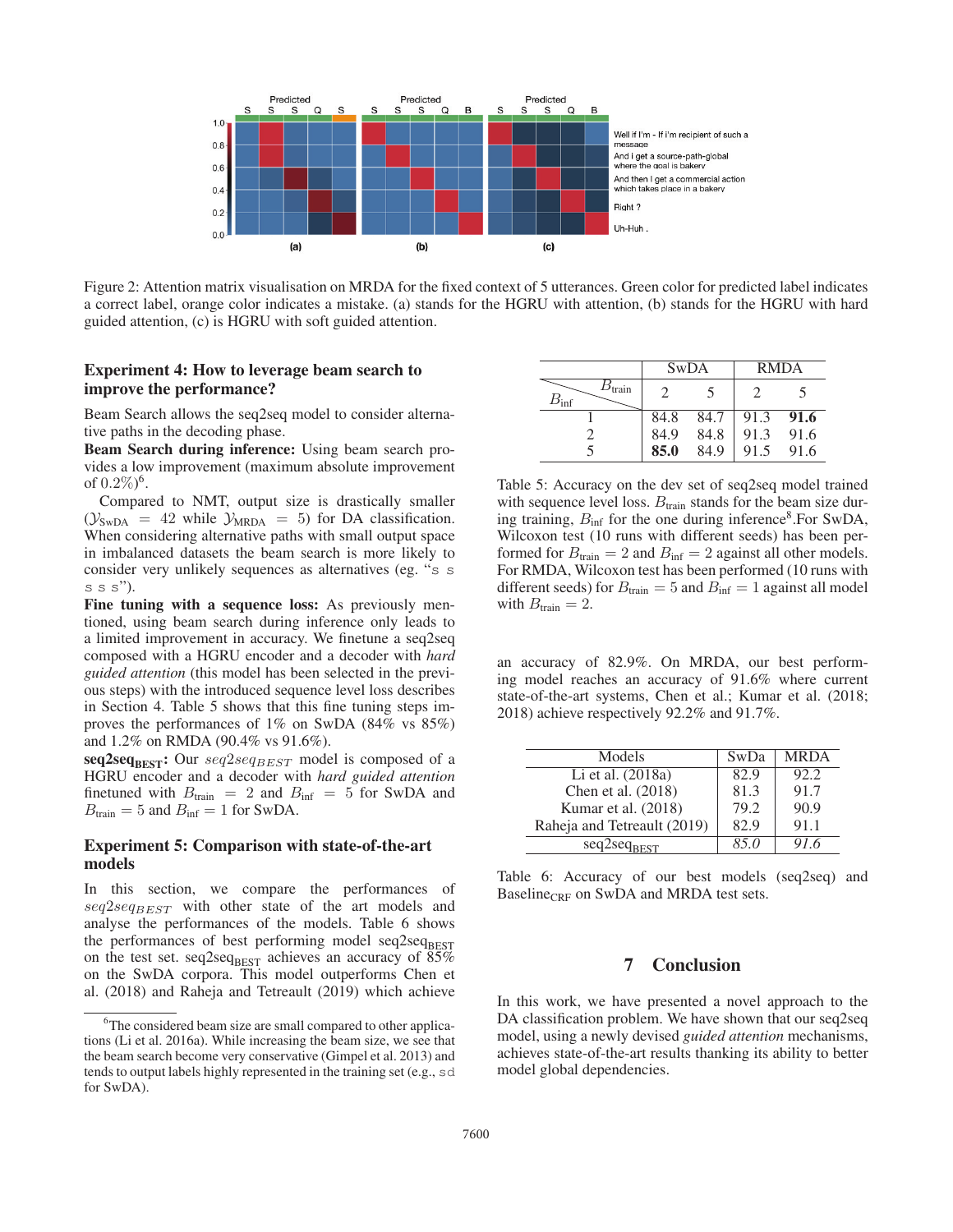Predicted

S S S Q S

S S S Q B

S S S Q B

1.0

0.8

0.6

0.4

0.2

0.0

Well if I'm - If i'm recipient of such a message

And i get a source-path-global where the goal is bakery

And then I get a commercial action which takes place in a bakery

Right ?

Uh-Huh .

(a)

(b)

(c)

Figure 2: Attention matrix visualisation on MRDA for the fixed context of 5 utterances. Green color for predicted label indicates a correct label, orange color indicates a mistake. (a) stands for the HGRU with attention, (b) stands for the HGRU with hard guided attention, (c) is HGRU with soft guided attention.

### Experiment 4: How to leverage beam search to improve the performance?

Beam Search allows the seq2seq model to consider alternative paths in the decoding phase.

**Beam Search during inference:** Using beam search provides a low improvement (maximum absolute improvement of $0.2\%$)[6].

Compared to NMT, output size is drastically smaller ($\mathcal{Y}_{\text{SwDA}} = 42$ while $\mathcal{Y}_{\text{MRDA}} = 5$) for DA classification. When considering alternative paths with small output space in imbalanced datasets the beam search is more likely to consider very unlikely sequences as alternatives (eg. "s s s s s").

**Fine tuning with a sequence loss:** As previously mentioned, using beam search during inference only leads to a limited improvement in accuracy. We finetune a seq2seq composed with a HGRU encoder and a decoder with *hard guided attention* (this model has been selected in the previous steps) with the introduced sequence level loss describes in Section 4. Table 5 shows that this fine tuning steps improves the performances of 1% on SwDA (84% vs 85%) and 1.2% on RMDA (90.4% vs 91.6%).

**seq2seq$_{\text{BEST}}$:** Our $seq2seq_{BEST}$ model is composed of a HGRU encoder and a decoder with *hard guided attention* finetuned with $B_{\text{train}} = 2$ and $B_{\text{inf}} = 5$ for SwDA and $B_{\text{train}} = 5$ and $B_{\text{inf}} = 1$ for SwDA.

### Experiment 5: Comparison with state-of-the-art models

In this section, we compare the performances of $seq2seq_{BEST}$ with other state of the art models and analyse the performances of the models. Table 6 shows the performances of best performing model seq2seq$_{\text{BEST}}$ on the test set. seq2seq$_{\text{BEST}}$ achieves an accuracy of 85% on the SwDA corpora. This model outperforms Chen et al. (2018) and Raheja and Tetreault (2019) which achieve an accuracy of 82.9%. On MRDA, our best performing model reaches an accuracy of 91.6% where current state-of-the-art systems, Chen et al.; Kumar et al. (2018; 2018) achieve respectively 92.2% and 91.7%.

[6] The considered beam size are small compared to other applications (Li et al. 2016a). While increasing the beam size, we see that the beam search become very conservative (Gimpel et al. 2013) and tends to output labels highly represented in the training set (e.g., sd for SwDA).

| $B_{\text{inf}}$ \ $B_{\text{train}}$ | SwDA 2 | SwDA 5 | RMDA 2 | RMDA 5 |
|---|---|---|---|---|
| 1 | 84.8 | 84.7 | 91.3 | **91.6** |
| 2 | 84.9 | 84.8 | 91.3 | 91.6 |
| 5 | **85.0** | 84.9 | 91.5 | 91.6 |

Table 5: Accuracy on the dev set of seq2seq model trained with sequence level loss. $B_{\text{train}}$ stands for the beam size during training, $B_{\text{inf}}$ for the one during inference[8]. For SwDA, Wilcoxon test (10 runs with different seeds) has been performed for $B_{\text{train}} = 2$ and $B_{\text{inf}} = 2$ against all other models. For RMDA, Wilcoxon test has been performed (10 runs with different seeds) for $B_{\text{train}} = 5$ and $B_{\text{inf}} = 1$ against all model with $B_{\text{train}} = 2$.

| Models | SwDa | MRDA |
|---|---|---|
| Li et al. (2018a) | 82.9 | 92.2 |
| Chen et al. (2018) | 81.3 | 91.7 |
| Kumar et al. (2018) | 79.2 | 90.9 |
| Raheja and Tetreault (2019) | 82.9 | 91.1 |
| seq2seq$_{\text{BEST}}$ | *85.0* | *91.6* |

Table 6: Accuracy of our best models (seq2seq) and Baseline$_{\text{CRF}}$ on SwDA and MRDA test sets.

## 7 Conclusion

In this work, we have presented a novel approach to the DA classification problem. We have shown that our seq2seq model, using a newly devised *guided attention* mechanisms, achieves state-of-the-art results thanking its ability to better model global dependencies.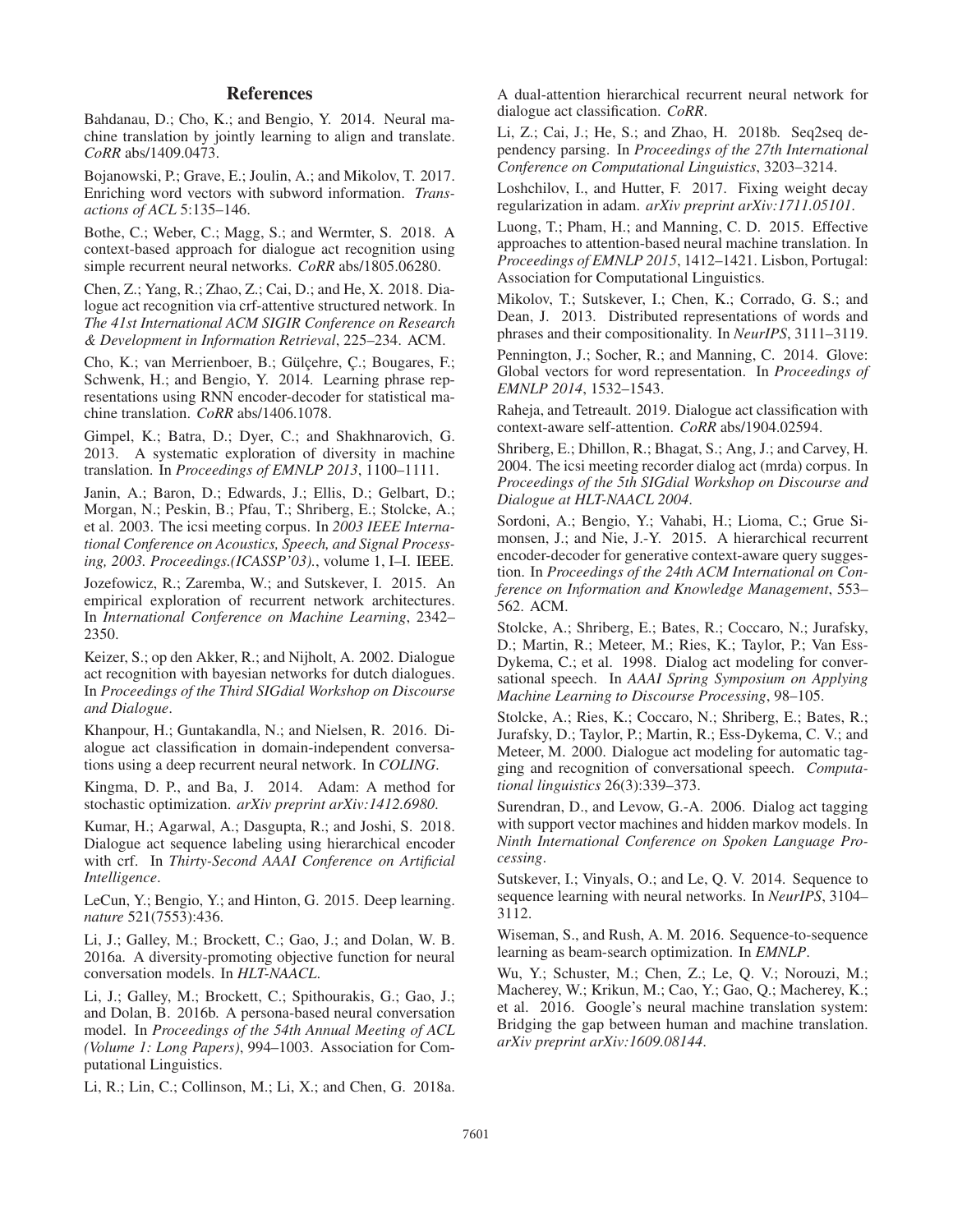## References

Bahdanau, D.; Cho, K.; and Bengio, Y. 2014. Neural machine translation by jointly learning to align and translate. *CoRR* abs/1409.0473.

Bojanowski, P.; Grave, E.; Joulin, A.; and Mikolov, T. 2017. Enriching word vectors with subword information. *Transactions of ACL* 5:135–146.

Bothe, C.; Weber, C.; Magg, S.; and Wermter, S. 2018. A context-based approach for dialogue act recognition using simple recurrent neural networks. *CoRR* abs/1805.06280.

Chen, Z.; Yang, R.; Zhao, Z.; Cai, D.; and He, X. 2018. Dialogue act recognition via crf-attentive structured network. In *The 41st International ACM SIGIR Conference on Research & Development in Information Retrieval*, 225–234. ACM.

Cho, K.; van Merrienboer, B.; Gülçehre, Ç.; Bougares, F.; Schwenk, H.; and Bengio, Y. 2014. Learning phrase representations using RNN encoder-decoder for statistical machine translation. *CoRR* abs/1406.1078.

Gimpel, K.; Batra, D.; Dyer, C.; and Shakhnarovich, G. 2013. A systematic exploration of diversity in machine translation. In *Proceedings of EMNLP 2013*, 1100–1111.

Janin, A.; Baron, D.; Edwards, J.; Ellis, D.; Gelbart, D.; Morgan, N.; Peskin, B.; Pfau, T.; Shriberg, E.; Stolcke, A.; et al. 2003. The icsi meeting corpus. In *2003 IEEE International Conference on Acoustics, Speech, and Signal Processing, 2003. Proceedings.(ICASSP'03).*, volume 1, I–I. IEEE.

Jozefowicz, R.; Zaremba, W.; and Sutskever, I. 2015. An empirical exploration of recurrent network architectures. In *International Conference on Machine Learning*, 2342–2350.

Keizer, S.; op den Akker, R.; and Nijholt, A. 2002. Dialogue act recognition with bayesian networks for dutch dialogues. In *Proceedings of the Third SIGdial Workshop on Discourse and Dialogue*.

Khanpour, H.; Guntakandla, N.; and Nielsen, R. 2016. Dialogue act classification in domain-independent conversations using a deep recurrent neural network. In *COLING*.

Kingma, D. P., and Ba, J. 2014. Adam: A method for stochastic optimization. *arXiv preprint arXiv:1412.6980*.

Kumar, H.; Agarwal, A.; Dasgupta, R.; and Joshi, S. 2018. Dialogue act sequence labeling using hierarchical encoder with crf. In *Thirty-Second AAAI Conference on Artificial Intelligence*.

LeCun, Y.; Bengio, Y.; and Hinton, G. 2015. Deep learning. *nature* 521(7553):436.

Li, J.; Galley, M.; Brockett, C.; Gao, J.; and Dolan, W. B. 2016a. A diversity-promoting objective function for neural conversation models. In *HLT-NAACL*.

Li, J.; Galley, M.; Brockett, C.; Spithourakis, G.; Gao, J.; and Dolan, B. 2016b. A persona-based neural conversation model. In *Proceedings of the 54th Annual Meeting of ACL (Volume 1: Long Papers)*, 994–1003. Association for Computational Linguistics.

Li, R.; Lin, C.; Collinson, M.; Li, X.; and Chen, G. 2018a. A dual-attention hierarchical recurrent neural network for dialogue act classification. *CoRR*.

Li, Z.; Cai, J.; He, S.; and Zhao, H. 2018b. Seq2seq dependency parsing. In *Proceedings of the 27th International Conference on Computational Linguistics*, 3203–3214.

Loshchilov, I., and Hutter, F. 2017. Fixing weight decay regularization in adam. *arXiv preprint arXiv:1711.05101*.

Luong, T.; Pham, H.; and Manning, C. D. 2015. Effective approaches to attention-based neural machine translation. In *Proceedings of EMNLP 2015*, 1412–1421. Lisbon, Portugal: Association for Computational Linguistics.

Mikolov, T.; Sutskever, I.; Chen, K.; Corrado, G. S.; and Dean, J. 2013. Distributed representations of words and phrases and their compositionality. In *NeurIPS*, 3111–3119.

Pennington, J.; Socher, R.; and Manning, C. 2014. Glove: Global vectors for word representation. In *Proceedings of EMNLP 2014*, 1532–1543.

Raheja, and Tetreault. 2019. Dialogue act classification with context-aware self-attention. *CoRR* abs/1904.02594.

Shriberg, E.; Dhillon, R.; Bhagat, S.; Ang, J.; and Carvey, H. 2004. The icsi meeting recorder dialog act (mrda) corpus. In *Proceedings of the 5th SIGdial Workshop on Discourse and Dialogue at HLT-NAACL 2004*.

Sordoni, A.; Bengio, Y.; Vahabi, H.; Lioma, C.; Grue Simonsen, J.; and Nie, J.-Y. 2015. A hierarchical recurrent encoder-decoder for generative context-aware query suggestion. In *Proceedings of the 24th ACM International on Conference on Information and Knowledge Management*, 553–562. ACM.

Stolcke, A.; Shriberg, E.; Bates, R.; Coccaro, N.; Jurafsky, D.; Martin, R.; Meteer, M.; Ries, K.; Taylor, P.; Van Ess-Dykema, C.; et al. 1998. Dialog act modeling for conversational speech. In *AAAI Spring Symposium on Applying Machine Learning to Discourse Processing*, 98–105.

Stolcke, A.; Ries, K.; Coccaro, N.; Shriberg, E.; Bates, R.; Jurafsky, D.; Taylor, P.; Martin, R.; Ess-Dykema, C. V.; and Meteer, M. 2000. Dialogue act modeling for automatic tagging and recognition of conversational speech. *Computational linguistics* 26(3):339–373.

Surendran, D., and Levow, G.-A. 2006. Dialog act tagging with support vector machines and hidden markov models. In *Ninth International Conference on Spoken Language Processing*.

Sutskever, I.; Vinyals, O.; and Le, Q. V. 2014. Sequence to sequence learning with neural networks. In *NeurIPS*, 3104–3112.

Wiseman, S., and Rush, A. M. 2016. Sequence-to-sequence learning as beam-search optimization. In *EMNLP*.

Wu, Y.; Schuster, M.; Chen, Z.; Le, Q. V.; Norouzi, M.; Macherey, W.; Krikun, M.; Cao, Y.; Gao, Q.; Macherey, K.; et al. 2016. Google's neural machine translation system: Bridging the gap between human and machine translation. *arXiv preprint arXiv:1609.08144*.